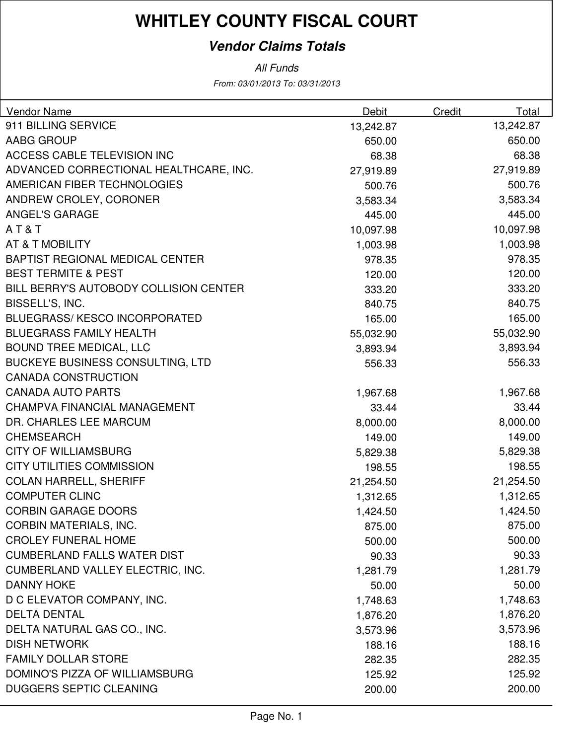# WHITLEY COUNTY FISCAL COURT

## *Vendor Claims Totals*

*All Funds*

*From: 03/01/2013 To: 03/31/2013*

| Vendor Name | Debit | Credit | Total |
|---|---|---|---|
| 911 BILLING SERVICE | 13,242.87 | | 13,242.87 |
| AABG GROUP | 650.00 | | 650.00 |
| ACCESS CABLE TELEVISION INC | 68.38 | | 68.38 |
| ADVANCED CORRECTIONAL HEALTHCARE, INC. | 27,919.89 | | 27,919.89 |
| AMERICAN FIBER TECHNOLOGIES | 500.76 | | 500.76 |
| ANDREW CROLEY, CORONER | 3,583.34 | | 3,583.34 |
| ANGEL'S GARAGE | 445.00 | | 445.00 |
| A T & T | 10,097.98 | | 10,097.98 |
| AT & T MOBILITY | 1,003.98 | | 1,003.98 |
| BAPTIST REGIONAL MEDICAL CENTER | 978.35 | | 978.35 |
| BEST TERMITE & PEST | 120.00 | | 120.00 |
| BILL BERRY'S AUTOBODY COLLISION CENTER | 333.20 | | 333.20 |
| BISSELL'S, INC. | 840.75 | | 840.75 |
| BLUEGRASS/ KESCO INCORPORATED | 165.00 | | 165.00 |
| BLUEGRASS FAMILY HEALTH | 55,032.90 | | 55,032.90 |
| BOUND TREE MEDICAL, LLC | 3,893.94 | | 3,893.94 |
| BUCKEYE BUSINESS CONSULTING, LTD | 556.33 | | 556.33 |
| CANADA CONSTRUCTION | | | |
| CANADA AUTO PARTS | 1,967.68 | | 1,967.68 |
| CHAMPVA FINANCIAL MANAGEMENT | 33.44 | | 33.44 |
| DR. CHARLES LEE MARCUM | 8,000.00 | | 8,000.00 |
| CHEMSEARCH | 149.00 | | 149.00 |
| CITY OF WILLIAMSBURG | 5,829.38 | | 5,829.38 |
| CITY UTILITIES COMMISSION | 198.55 | | 198.55 |
| COLAN HARRELL, SHERIFF | 21,254.50 | | 21,254.50 |
| COMPUTER CLINC | 1,312.65 | | 1,312.65 |
| CORBIN GARAGE DOORS | 1,424.50 | | 1,424.50 |
| CORBIN MATERIALS, INC. | 875.00 | | 875.00 |
| CROLEY FUNERAL HOME | 500.00 | | 500.00 |
| CUMBERLAND FALLS WATER DIST | 90.33 | | 90.33 |
| CUMBERLAND VALLEY ELECTRIC, INC. | 1,281.79 | | 1,281.79 |
| DANNY HOKE | 50.00 | | 50.00 |
| D C ELEVATOR COMPANY, INC. | 1,748.63 | | 1,748.63 |
| DELTA DENTAL | 1,876.20 | | 1,876.20 |
| DELTA NATURAL GAS CO., INC. | 3,573.96 | | 3,573.96 |
| DISH NETWORK | 188.16 | | 188.16 |
| FAMILY DOLLAR STORE | 282.35 | | 282.35 |
| DOMINO'S PIZZA OF WILLIAMSBURG | 125.92 | | 125.92 |
| DUGGERS SEPTIC CLEANING | 200.00 | | 200.00 |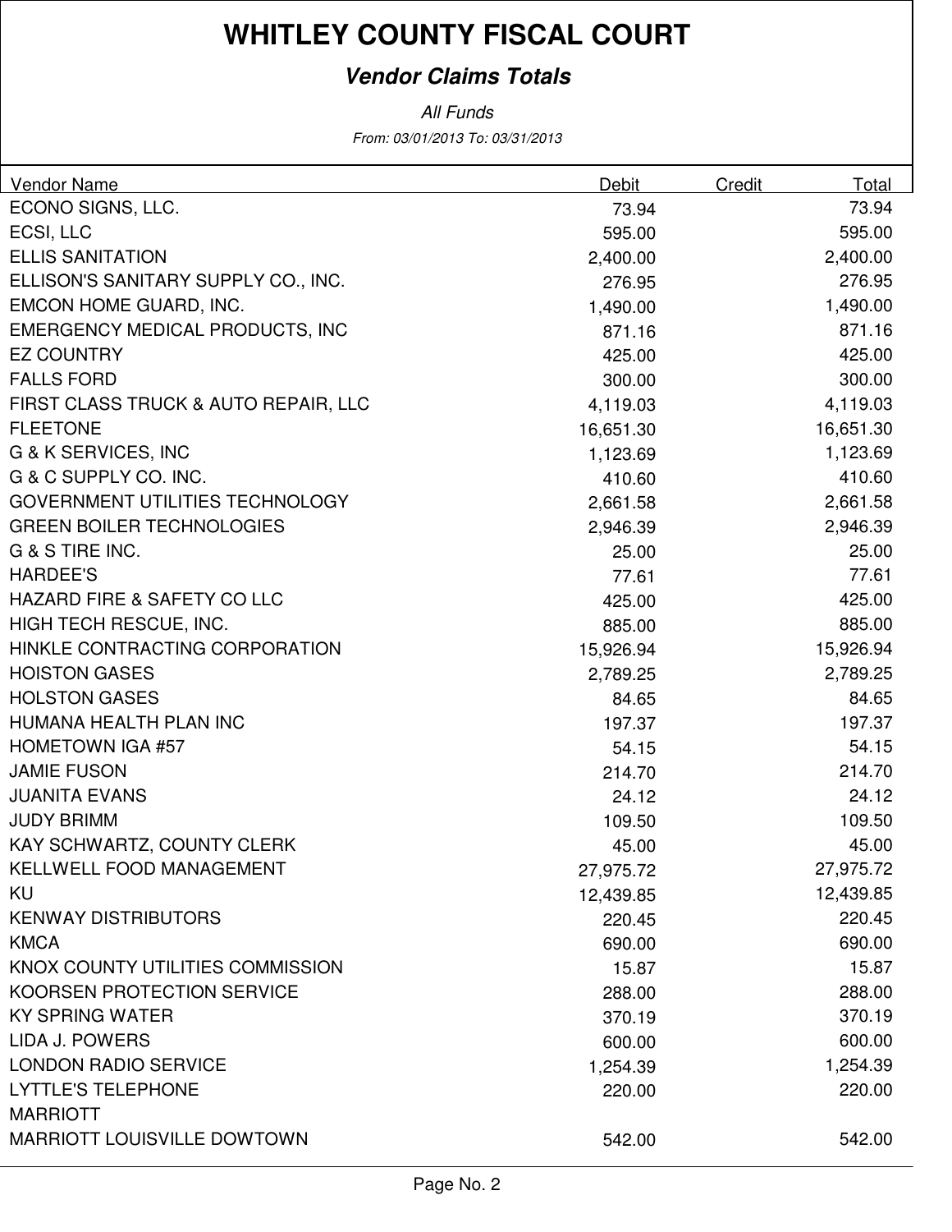# WHITLEY COUNTY FISCAL COURT

## *Vendor Claims Totals*

*All Funds*

*From: 03/01/2013 To: 03/31/2013*

| Vendor Name | Debit | Credit | Total |
|---|---|---|---|
| ECONO SIGNS, LLC. | 73.94 | | 73.94 |
| ECSI, LLC | 595.00 | | 595.00 |
| ELLIS SANITATION | 2,400.00 | | 2,400.00 |
| ELLISON'S SANITARY SUPPLY CO., INC. | 276.95 | | 276.95 |
| EMCON HOME GUARD, INC. | 1,490.00 | | 1,490.00 |
| EMERGENCY MEDICAL PRODUCTS, INC | 871.16 | | 871.16 |
| EZ COUNTRY | 425.00 | | 425.00 |
| FALLS FORD | 300.00 | | 300.00 |
| FIRST CLASS TRUCK & AUTO REPAIR, LLC | 4,119.03 | | 4,119.03 |
| FLEETONE | 16,651.30 | | 16,651.30 |
| G & K SERVICES, INC | 1,123.69 | | 1,123.69 |
| G & C SUPPLY CO. INC. | 410.60 | | 410.60 |
| GOVERNMENT UTILITIES TECHNOLOGY | 2,661.58 | | 2,661.58 |
| GREEN BOILER TECHNOLOGIES | 2,946.39 | | 2,946.39 |
| G & S TIRE INC. | 25.00 | | 25.00 |
| HARDEE'S | 77.61 | | 77.61 |
| HAZARD FIRE & SAFETY CO LLC | 425.00 | | 425.00 |
| HIGH TECH RESCUE, INC. | 885.00 | | 885.00 |
| HINKLE CONTRACTING CORPORATION | 15,926.94 | | 15,926.94 |
| HOISTON GASES | 2,789.25 | | 2,789.25 |
| HOLSTON GASES | 84.65 | | 84.65 |
| HUMANA HEALTH PLAN INC | 197.37 | | 197.37 |
| HOMETOWN IGA #57 | 54.15 | | 54.15 |
| JAMIE FUSON | 214.70 | | 214.70 |
| JUANITA EVANS | 24.12 | | 24.12 |
| JUDY BRIMM | 109.50 | | 109.50 |
| KAY SCHWARTZ, COUNTY CLERK | 45.00 | | 45.00 |
| KELLWELL FOOD MANAGEMENT | 27,975.72 | | 27,975.72 |
| KU | 12,439.85 | | 12,439.85 |
| KENWAY DISTRIBUTORS | 220.45 | | 220.45 |
| KMCA | 690.00 | | 690.00 |
| KNOX COUNTY UTILITIES COMMISSION | 15.87 | | 15.87 |
| KOORSEN PROTECTION SERVICE | 288.00 | | 288.00 |
| KY SPRING WATER | 370.19 | | 370.19 |
| LIDA J. POWERS | 600.00 | | 600.00 |
| LONDON RADIO SERVICE | 1,254.39 | | 1,254.39 |
| LYTTLE'S TELEPHONE | 220.00 | | 220.00 |
| MARRIOTT | | | |
| MARRIOTT LOUISVILLE DOWTOWN | 542.00 | | 542.00 |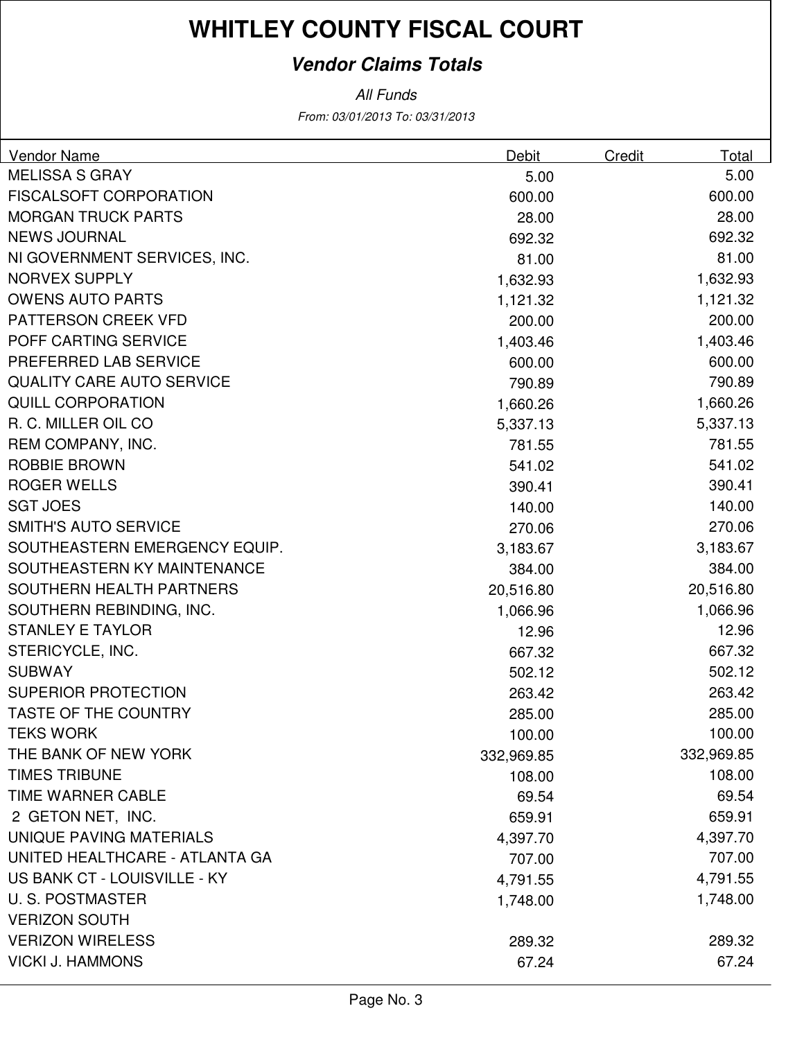# WHITLEY COUNTY FISCAL COURT

## *Vendor Claims Totals*

*All Funds*

*From: 03/01/2013 To: 03/31/2013*

| Vendor Name | Debit | Credit | Total |
|---|---|---|---|
| MELISSA S GRAY | 5.00 | | 5.00 |
| FISCALSOFT CORPORATION | 600.00 | | 600.00 |
| MORGAN TRUCK PARTS | 28.00 | | 28.00 |
| NEWS JOURNAL | 692.32 | | 692.32 |
| NI GOVERNMENT SERVICES, INC. | 81.00 | | 81.00 |
| NORVEX SUPPLY | 1,632.93 | | 1,632.93 |
| OWENS AUTO PARTS | 1,121.32 | | 1,121.32 |
| PATTERSON CREEK VFD | 200.00 | | 200.00 |
| POFF CARTING SERVICE | 1,403.46 | | 1,403.46 |
| PREFERRED LAB SERVICE | 600.00 | | 600.00 |
| QUALITY CARE AUTO SERVICE | 790.89 | | 790.89 |
| QUILL CORPORATION | 1,660.26 | | 1,660.26 |
| R. C. MILLER OIL CO | 5,337.13 | | 5,337.13 |
| REM COMPANY, INC. | 781.55 | | 781.55 |
| ROBBIE BROWN | 541.02 | | 541.02 |
| ROGER WELLS | 390.41 | | 390.41 |
| SGT JOES | 140.00 | | 140.00 |
| SMITH'S AUTO SERVICE | 270.06 | | 270.06 |
| SOUTHEASTERN EMERGENCY EQUIP. | 3,183.67 | | 3,183.67 |
| SOUTHEASTERN KY MAINTENANCE | 384.00 | | 384.00 |
| SOUTHERN HEALTH PARTNERS | 20,516.80 | | 20,516.80 |
| SOUTHERN REBINDING, INC. | 1,066.96 | | 1,066.96 |
| STANLEY E TAYLOR | 12.96 | | 12.96 |
| STERICYCLE, INC. | 667.32 | | 667.32 |
| SUBWAY | 502.12 | | 502.12 |
| SUPERIOR PROTECTION | 263.42 | | 263.42 |
| TASTE OF THE COUNTRY | 285.00 | | 285.00 |
| TEKS WORK | 100.00 | | 100.00 |
| THE BANK OF NEW YORK | 332,969.85 | | 332,969.85 |
| TIMES TRIBUNE | 108.00 | | 108.00 |
| TIME WARNER CABLE | 69.54 | | 69.54 |
| 2 GETON NET, INC. | 659.91 | | 659.91 |
| UNIQUE PAVING MATERIALS | 4,397.70 | | 4,397.70 |
| UNITED HEALTHCARE - ATLANTA GA | 707.00 | | 707.00 |
| US BANK CT - LOUISVILLE - KY | 4,791.55 | | 4,791.55 |
| U. S. POSTMASTER | 1,748.00 | | 1,748.00 |
| VERIZON SOUTH | | | |
| VERIZON WIRELESS | 289.32 | | 289.32 |
| VICKI J. HAMMONS | 67.24 | | 67.24 |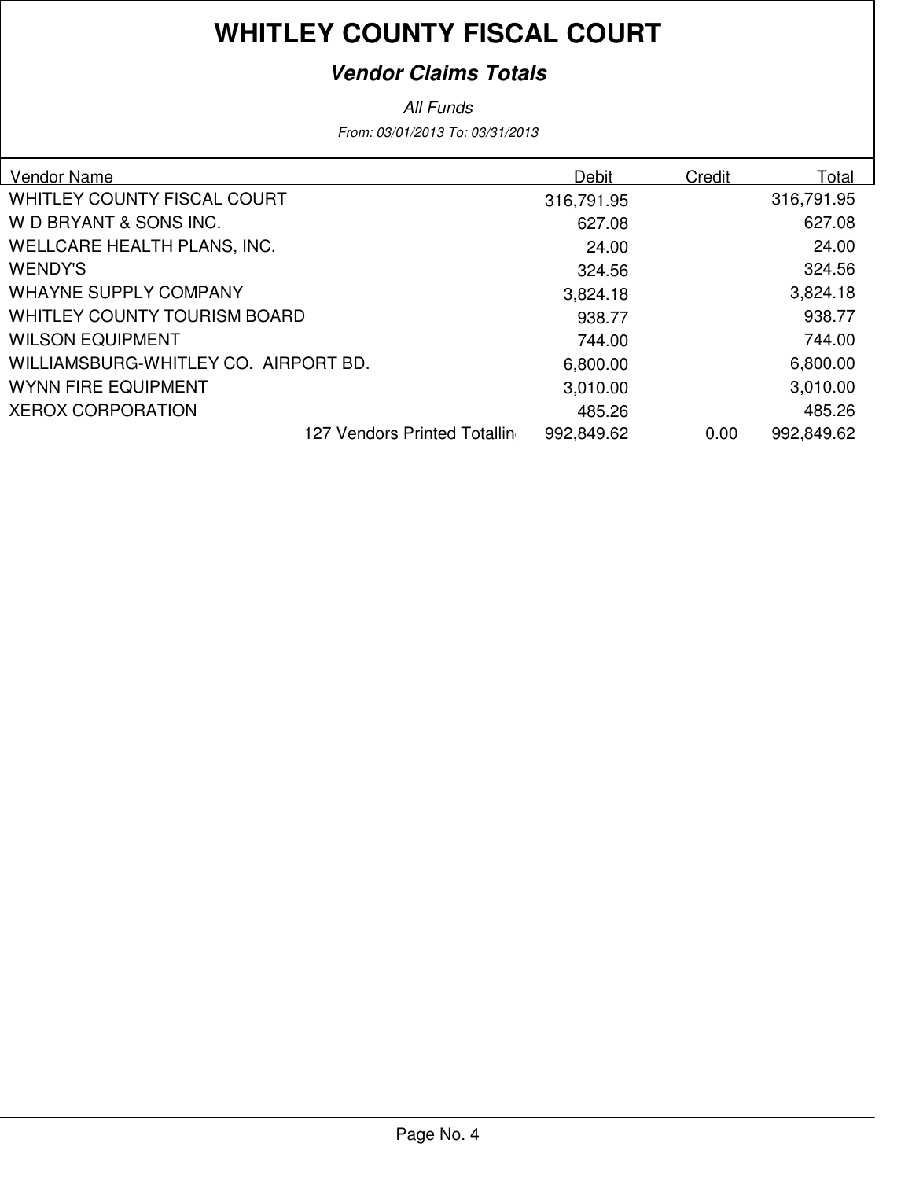# WHITLEY COUNTY FISCAL COURT

## *Vendor Claims Totals*

*All Funds*

*From: 03/01/2013 To: 03/31/2013*

| Vendor Name | Debit | Credit | Total |
|---|---|---|---|
| WHITLEY COUNTY FISCAL COURT | 316,791.95 | | 316,791.95 |
| W D BRYANT & SONS INC. | 627.08 | | 627.08 |
| WELLCARE HEALTH PLANS, INC. | 24.00 | | 24.00 |
| WENDY'S | 324.56 | | 324.56 |
| WHAYNE SUPPLY COMPANY | 3,824.18 | | 3,824.18 |
| WHITLEY COUNTY TOURISM BOARD | 938.77 | | 938.77 |
| WILSON EQUIPMENT | 744.00 | | 744.00 |
| WILLIAMSBURG-WHITLEY CO. AIRPORT BD. | 6,800.00 | | 6,800.00 |
| WYNN FIRE EQUIPMENT | 3,010.00 | | 3,010.00 |
| XEROX CORPORATION | 485.26 | | 485.26 |
| 127 Vendors Printed Totallin | 992,849.62 | 0.00 | 992,849.62 |